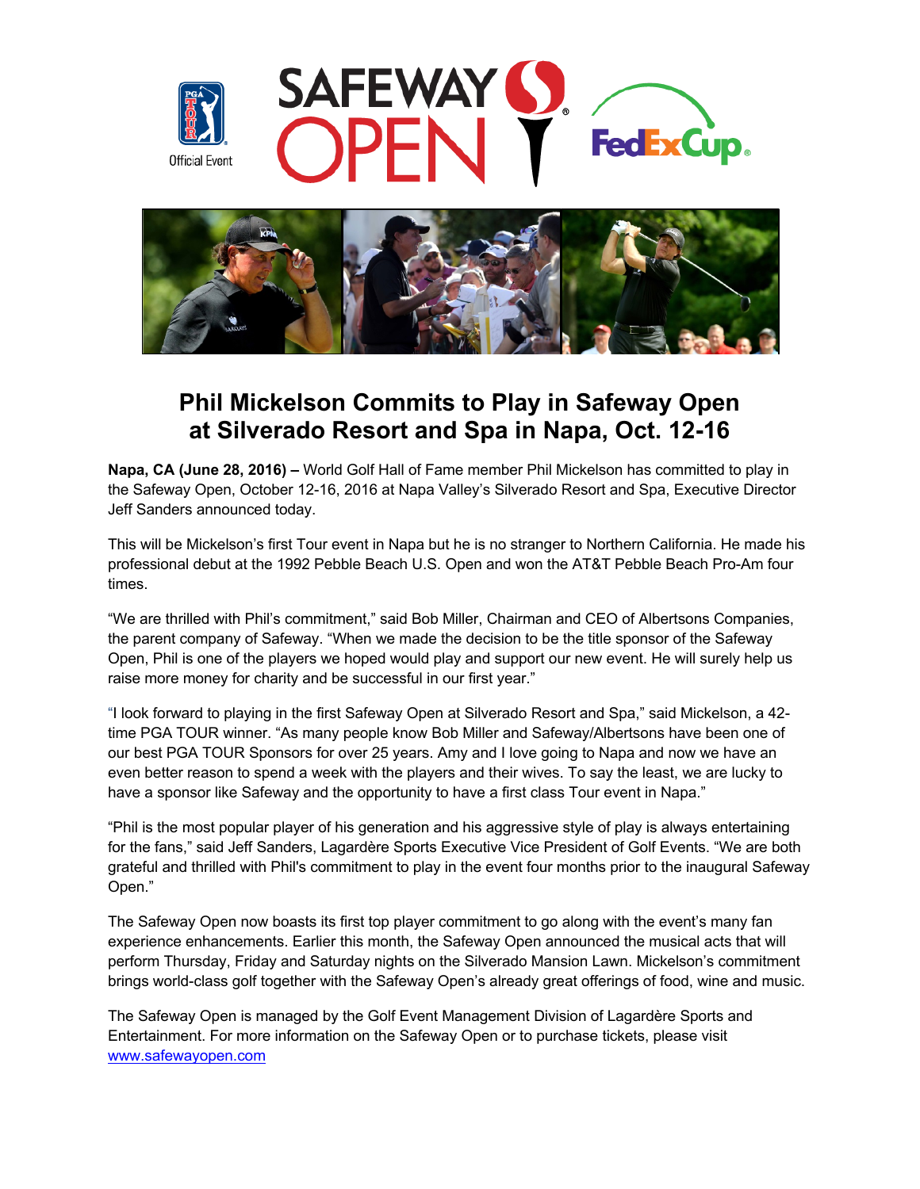# Phil Mickelson Commits to Play in Safeway Open at Silverado Resort and Spa in Napa, Oct. 12-16

**Napa, CA (June 28, 2016) –** World Golf Hall of Fame member Phil Mickelson has committed to play in the Safeway Open, October 12-16, 2016 at Napa Valley's Silverado Resort and Spa, Executive Director Jeff Sanders announced today.

This will be Mickelson's first Tour event in Napa but he is no stranger to Northern California. He made his professional debut at the 1992 Pebble Beach U.S. Open and won the AT&T Pebble Beach Pro-Am four times.

"We are thrilled with Phil's commitment," said Bob Miller, Chairman and CEO of Albertsons Companies, the parent company of Safeway. "When we made the decision to be the title sponsor of the Safeway Open, Phil is one of the players we hoped would play and support our new event. He will surely help us raise more money for charity and be successful in our first year."

"I look forward to playing in the first Safeway Open at Silverado Resort and Spa," said Mickelson, a 42-time PGA TOUR winner. "As many people know Bob Miller and Safeway/Albertsons have been one of our best PGA TOUR Sponsors for over 25 years. Amy and I love going to Napa and now we have an even better reason to spend a week with the players and their wives. To say the least, we are lucky to have a sponsor like Safeway and the opportunity to have a first class Tour event in Napa."

"Phil is the most popular player of his generation and his aggressive style of play is always entertaining for the fans," said Jeff Sanders, Lagardère Sports Executive Vice President of Golf Events. "We are both grateful and thrilled with Phil's commitment to play in the event four months prior to the inaugural Safeway Open."

The Safeway Open now boasts its first top player commitment to go along with the event's many fan experience enhancements. Earlier this month, the Safeway Open announced the musical acts that will perform Thursday, Friday and Saturday nights on the Silverado Mansion Lawn. Mickelson's commitment brings world-class golf together with the Safeway Open's already great offerings of food, wine and music.

The Safeway Open is managed by the Golf Event Management Division of Lagardère Sports and Entertainment. For more information on the Safeway Open or to purchase tickets, please visit [www.safewayopen.com](http://www.safewayopen.com)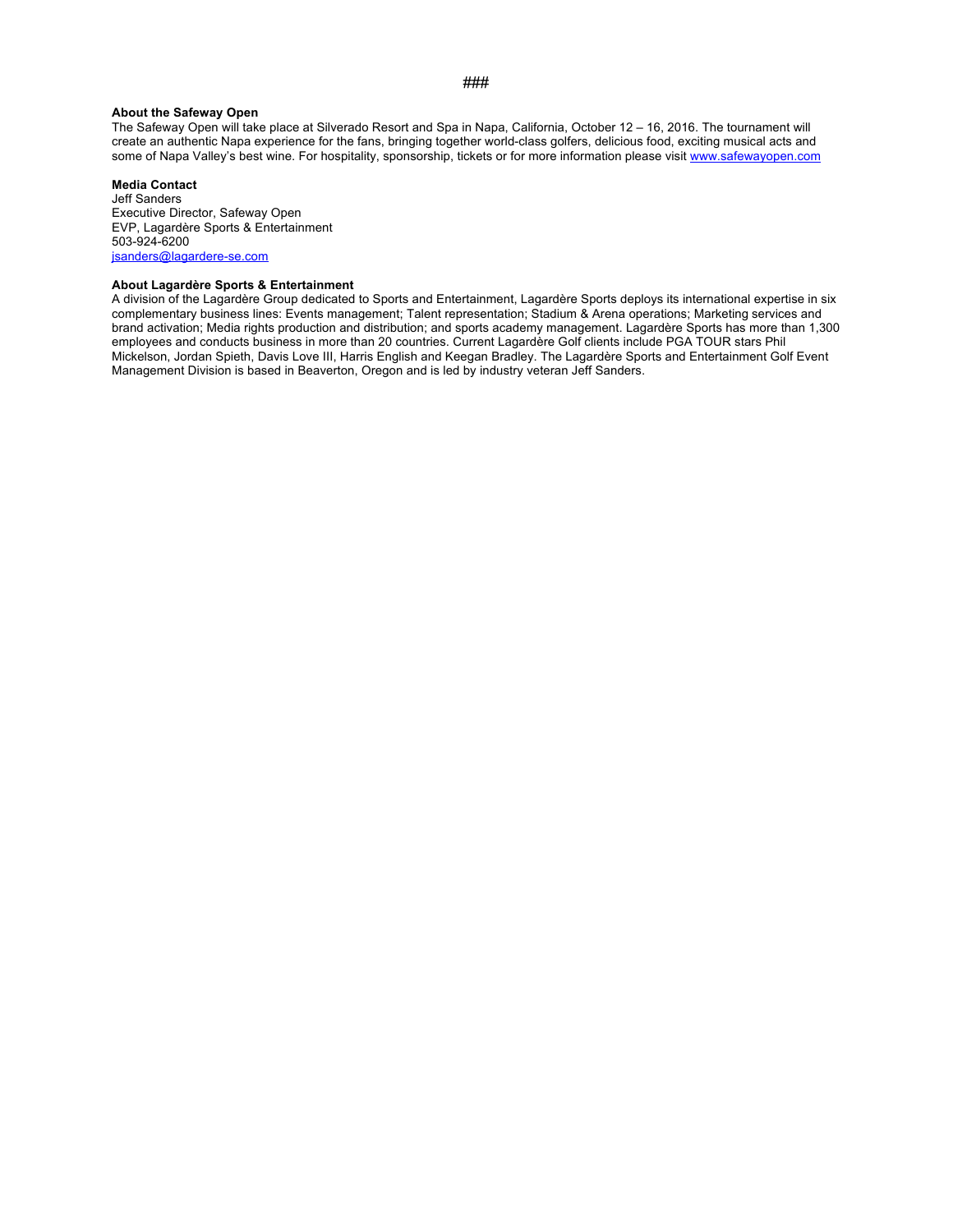###

**About the Safeway Open**
The Safeway Open will take place at Silverado Resort and Spa in Napa, California, October 12 – 16, 2016. The tournament will create an authentic Napa experience for the fans, bringing together world-class golfers, delicious food, exciting musical acts and some of Napa Valley's best wine. For hospitality, sponsorship, tickets or for more information please visit [www.safewayopen.com](http://www.safewayopen.com)

**Media Contact**
Jeff Sanders
Executive Director, Safeway Open
EVP, Lagardère Sports & Entertainment
503-924-6200
[jsanders@lagardere-se.com](mailto:jsanders@lagardere-se.com)

**About Lagardère Sports & Entertainment**
A division of the Lagardère Group dedicated to Sports and Entertainment, Lagardère Sports deploys its international expertise in six complementary business lines: Events management; Talent representation; Stadium & Arena operations; Marketing services and brand activation; Media rights production and distribution; and sports academy management. Lagardère Sports has more than 1,300 employees and conducts business in more than 20 countries. Current Lagardère Golf clients include PGA TOUR stars Phil Mickelson, Jordan Spieth, Davis Love III, Harris English and Keegan Bradley. The Lagardère Sports and Entertainment Golf Event Management Division is based in Beaverton, Oregon and is led by industry veteran Jeff Sanders.